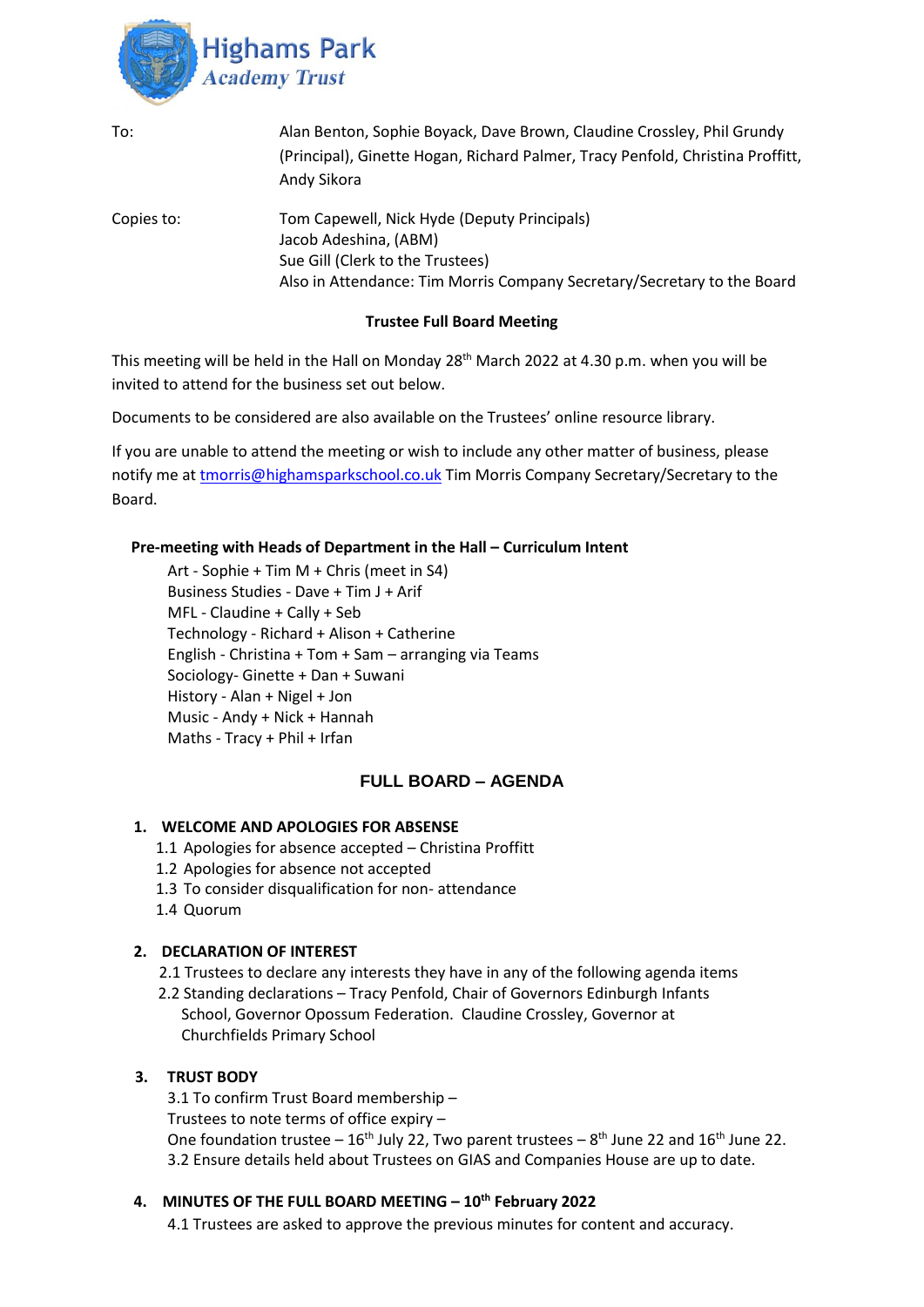**Highams Park Academy Trust**

| | |
|---|---|
| To: | Alan Benton, Sophie Boyack, Dave Brown, Claudine Crossley, Phil Grundy (Principal), Ginette Hogan, Richard Palmer, Tracy Penfold, Christina Proffitt, Andy Sikora |
| Copies to: | Tom Capewell, Nick Hyde (Deputy Principals)<br>Jacob Adeshina, (ABM)<br>Sue Gill (Clerk to the Trustees)<br>Also in Attendance: Tim Morris Company Secretary/Secretary to the Board |

**Trustee Full Board Meeting**

This meeting will be held in the Hall on Monday 28th March 2022 at 4.30 p.m. when you will be invited to attend for the business set out below.

Documents to be considered are also available on the Trustees' online resource library.

If you are unable to attend the meeting or wish to include any other matter of business, please notify me at tmorris@highamsparkschool.co.uk Tim Morris Company Secretary/Secretary to the Board.

**Pre-meeting with Heads of Department in the Hall – Curriculum Intent**

Art - Sophie + Tim M + Chris (meet in S4)
Business Studies - Dave + Tim J + Arif
MFL - Claudine + Cally + Seb
Technology - Richard + Alison + Catherine
English - Christina + Tom + Sam – arranging via Teams
Sociology- Ginette + Dan + Suwani
History - Alan + Nigel + Jon
Music - Andy + Nick + Hannah
Maths - Tracy + Phil + Irfan

## FULL BOARD – AGENDA

**1. WELCOME AND APOLOGIES FOR ABSENSE**

1.1 Apologies for absence accepted – Christina Proffitt
1.2 Apologies for absence not accepted
1.3 To consider disqualification for non- attendance
1.4 Quorum

**2. DECLARATION OF INTEREST**

2.1 Trustees to declare any interests they have in any of the following agenda items
2.2 Standing declarations – Tracy Penfold, Chair of Governors Edinburgh Infants School, Governor Opossum Federation. Claudine Crossley, Governor at Churchfields Primary School

**3. TRUST BODY**

3.1 To confirm Trust Board membership –
Trustees to note terms of office expiry –
One foundation trustee – 16th July 22, Two parent trustees – 8th June 22 and 16th June 22.
3.2 Ensure details held about Trustees on GIAS and Companies House are up to date.

**4. MINUTES OF THE FULL BOARD MEETING – 10th February 2022**

4.1 Trustees are asked to approve the previous minutes for content and accuracy.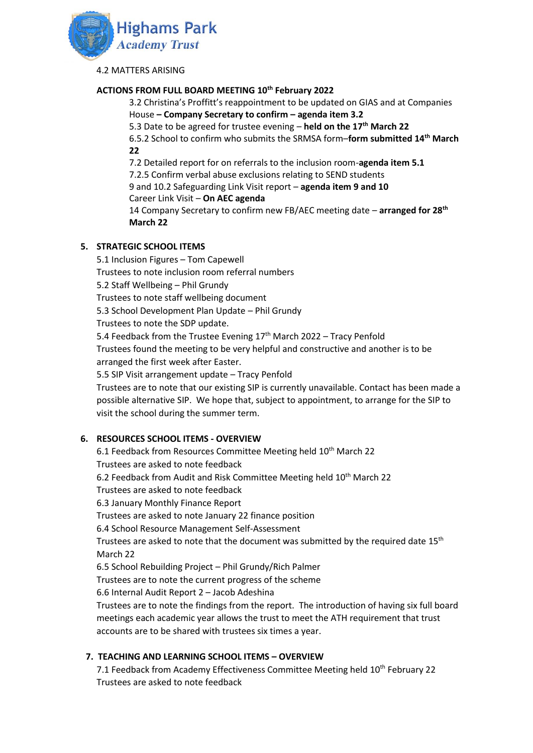4.2 MATTERS ARISING

**ACTIONS FROM FULL BOARD MEETING 10th February 2022**

3.2 Christina's Proffitt's reappointment to be updated on GIAS and at Companies House **– Company Secretary to confirm – agenda item 3.2**
5.3 Date to be agreed for trustee evening – **held on the 17th March 22**
6.5.2 School to confirm who submits the SRMSA form–**form submitted 14th March 22**
7.2 Detailed report for on referrals to the inclusion room-**agenda item 5.1**
7.2.5 Confirm verbal abuse exclusions relating to SEND students
9 and 10.2 Safeguarding Link Visit report – **agenda item 9 and 10**
Career Link Visit – **On AEC agenda**
14 Company Secretary to confirm new FB/AEC meeting date – **arranged for 28th March 22**

## 5. STRATEGIC SCHOOL ITEMS

5.1 Inclusion Figures – Tom Capewell
Trustees to note inclusion room referral numbers
5.2 Staff Wellbeing – Phil Grundy
Trustees to note staff wellbeing document
5.3 School Development Plan Update – Phil Grundy
Trustees to note the SDP update.
5.4 Feedback from the Trustee Evening 17th March 2022 – Tracy Penfold
Trustees found the meeting to be very helpful and constructive and another is to be arranged the first week after Easter.
5.5 SIP Visit arrangement update – Tracy Penfold
Trustees are to note that our existing SIP is currently unavailable. Contact has been made a possible alternative SIP. We hope that, subject to appointment, to arrange for the SIP to visit the school during the summer term.

## 6. RESOURCES SCHOOL ITEMS - OVERVIEW

6.1 Feedback from Resources Committee Meeting held 10th March 22
Trustees are asked to note feedback
6.2 Feedback from Audit and Risk Committee Meeting held 10th March 22
Trustees are asked to note feedback
6.3 January Monthly Finance Report
Trustees are asked to note January 22 finance position
6.4 School Resource Management Self-Assessment
Trustees are asked to note that the document was submitted by the required date 15th March 22
6.5 School Rebuilding Project – Phil Grundy/Rich Palmer
Trustees are to note the current progress of the scheme
6.6 Internal Audit Report 2 – Jacob Adeshina
Trustees are to note the findings from the report. The introduction of having six full board meetings each academic year allows the trust to meet the ATH requirement that trust accounts are to be shared with trustees six times a year.

## 7. TEACHING AND LEARNING SCHOOL ITEMS – OVERVIEW

7.1 Feedback from Academy Effectiveness Committee Meeting held 10th February 22
Trustees are asked to note feedback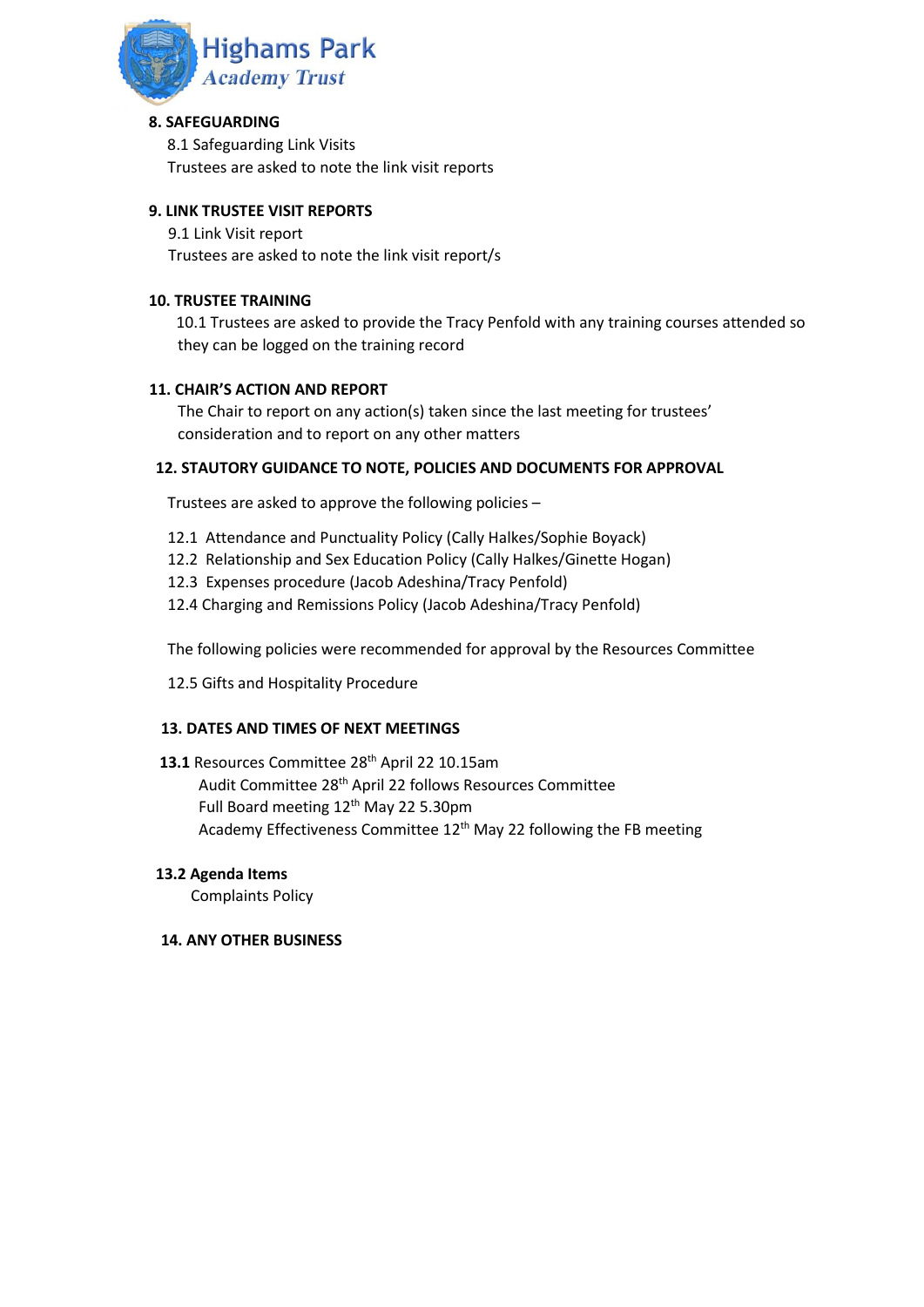**8. SAFEGUARDING**

8.1 Safeguarding Link Visits
Trustees are asked to note the link visit reports

**9. LINK TRUSTEE VISIT REPORTS**

9.1 Link Visit report
Trustees are asked to note the link visit report/s

**10. TRUSTEE TRAINING**

10.1 Trustees are asked to provide the Tracy Penfold with any training courses attended so they can be logged on the training record

**11. CHAIR'S ACTION AND REPORT**

The Chair to report on any action(s) taken since the last meeting for trustees' consideration and to report on any other matters

**12. STAUTORY GUIDANCE TO NOTE, POLICIES AND DOCUMENTS FOR APPROVAL**

Trustees are asked to approve the following policies –

12.1 Attendance and Punctuality Policy (Cally Halkes/Sophie Boyack)
12.2 Relationship and Sex Education Policy (Cally Halkes/Ginette Hogan)
12.3 Expenses procedure (Jacob Adeshina/Tracy Penfold)
12.4 Charging and Remissions Policy (Jacob Adeshina/Tracy Penfold)

The following policies were recommended for approval by the Resources Committee

12.5 Gifts and Hospitality Procedure

**13. DATES AND TIMES OF NEXT MEETINGS**

**13.1** Resources Committee 28th April 22 10.15am
Audit Committee 28th April 22 follows Resources Committee
Full Board meeting 12th May 22 5.30pm
Academy Effectiveness Committee 12th May 22 following the FB meeting

**13.2 Agenda Items**
Complaints Policy

**14. ANY OTHER BUSINESS**